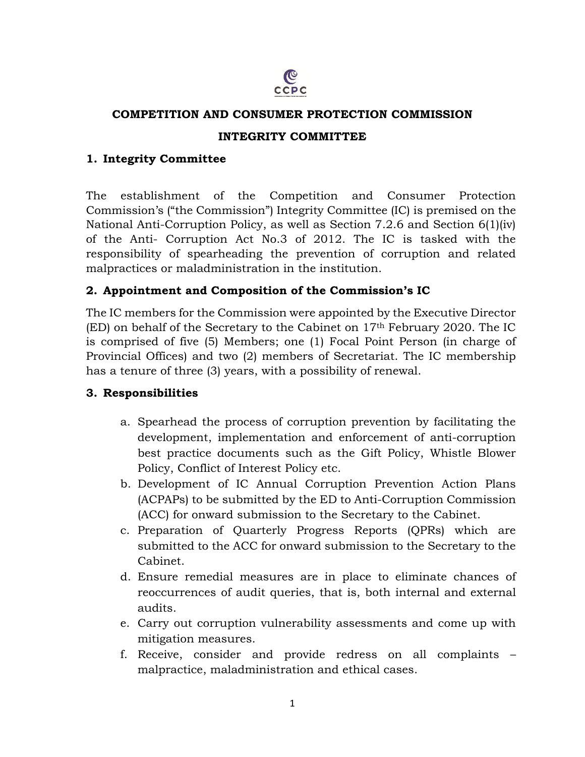**COMPETITION AND CONSUMER PROTECTION COMMISSION**

**INTEGRITY COMMITTEE**

## 1. Integrity Committee

The establishment of the Competition and Consumer Protection Commission's ("the Commission") Integrity Committee (IC) is premised on the National Anti-Corruption Policy, as well as Section 7.2.6 and Section 6(1)(iv) of the Anti- Corruption Act No.3 of 2012. The IC is tasked with the responsibility of spearheading the prevention of corruption and related malpractices or maladministration in the institution.

## 2. Appointment and Composition of the Commission's IC

The IC members for the Commission were appointed by the Executive Director (ED) on behalf of the Secretary to the Cabinet on 17th February 2020. The IC is comprised of five (5) Members; one (1) Focal Point Person (in charge of Provincial Offices) and two (2) members of Secretariat. The IC membership has a tenure of three (3) years, with a possibility of renewal.

## 3. Responsibilities

a. Spearhead the process of corruption prevention by facilitating the development, implementation and enforcement of anti-corruption best practice documents such as the Gift Policy, Whistle Blower Policy, Conflict of Interest Policy etc.
b. Development of IC Annual Corruption Prevention Action Plans (ACPAPs) to be submitted by the ED to Anti-Corruption Commission (ACC) for onward submission to the Secretary to the Cabinet.
c. Preparation of Quarterly Progress Reports (QPRs) which are submitted to the ACC for onward submission to the Secretary to the Cabinet.
d. Ensure remedial measures are in place to eliminate chances of reoccurrences of audit queries, that is, both internal and external audits.
e. Carry out corruption vulnerability assessments and come up with mitigation measures.
f. Receive, consider and provide redress on all complaints – malpractice, maladministration and ethical cases.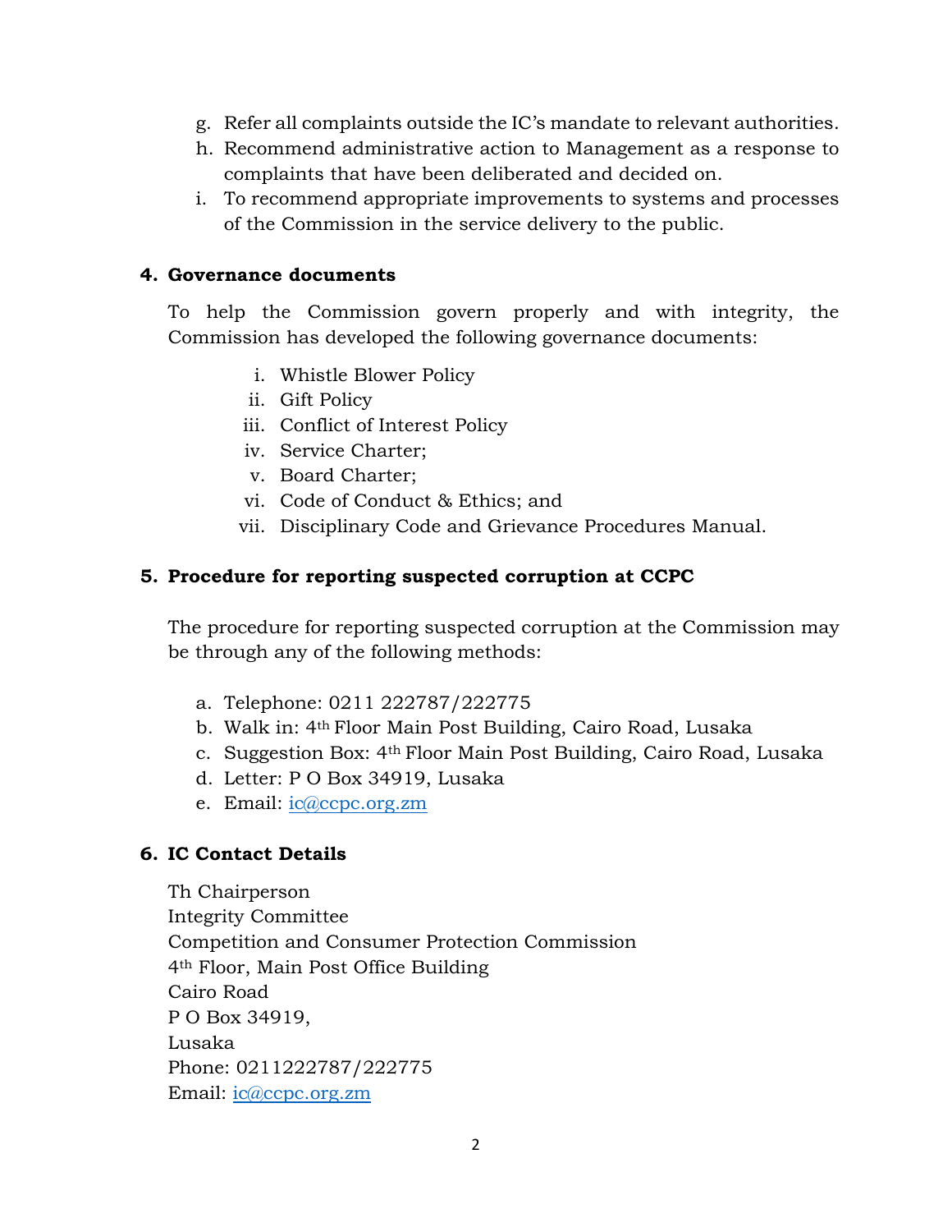g. Refer all complaints outside the IC's mandate to relevant authorities.
h. Recommend administrative action to Management as a response to complaints that have been deliberated and decided on.
i. To recommend appropriate improvements to systems and processes of the Commission in the service delivery to the public.

## 4. Governance documents

To help the Commission govern properly and with integrity, the Commission has developed the following governance documents:

i. Whistle Blower Policy
ii. Gift Policy
iii. Conflict of Interest Policy
iv. Service Charter;
v. Board Charter;
vi. Code of Conduct & Ethics; and
vii. Disciplinary Code and Grievance Procedures Manual.

## 5. Procedure for reporting suspected corruption at CCPC

The procedure for reporting suspected corruption at the Commission may be through any of the following methods:

a. Telephone: 0211 222787/222775
b. Walk in: 4th Floor Main Post Building, Cairo Road, Lusaka
c. Suggestion Box: 4th Floor Main Post Building, Cairo Road, Lusaka
d. Letter: P O Box 34919, Lusaka
e. Email: ic@ccpc.org.zm

## 6. IC Contact Details

Th Chairperson
Integrity Committee
Competition and Consumer Protection Commission
4th Floor, Main Post Office Building
Cairo Road
P O Box 34919,
Lusaka
Phone: 0211222787/222775
Email: ic@ccpc.org.zm